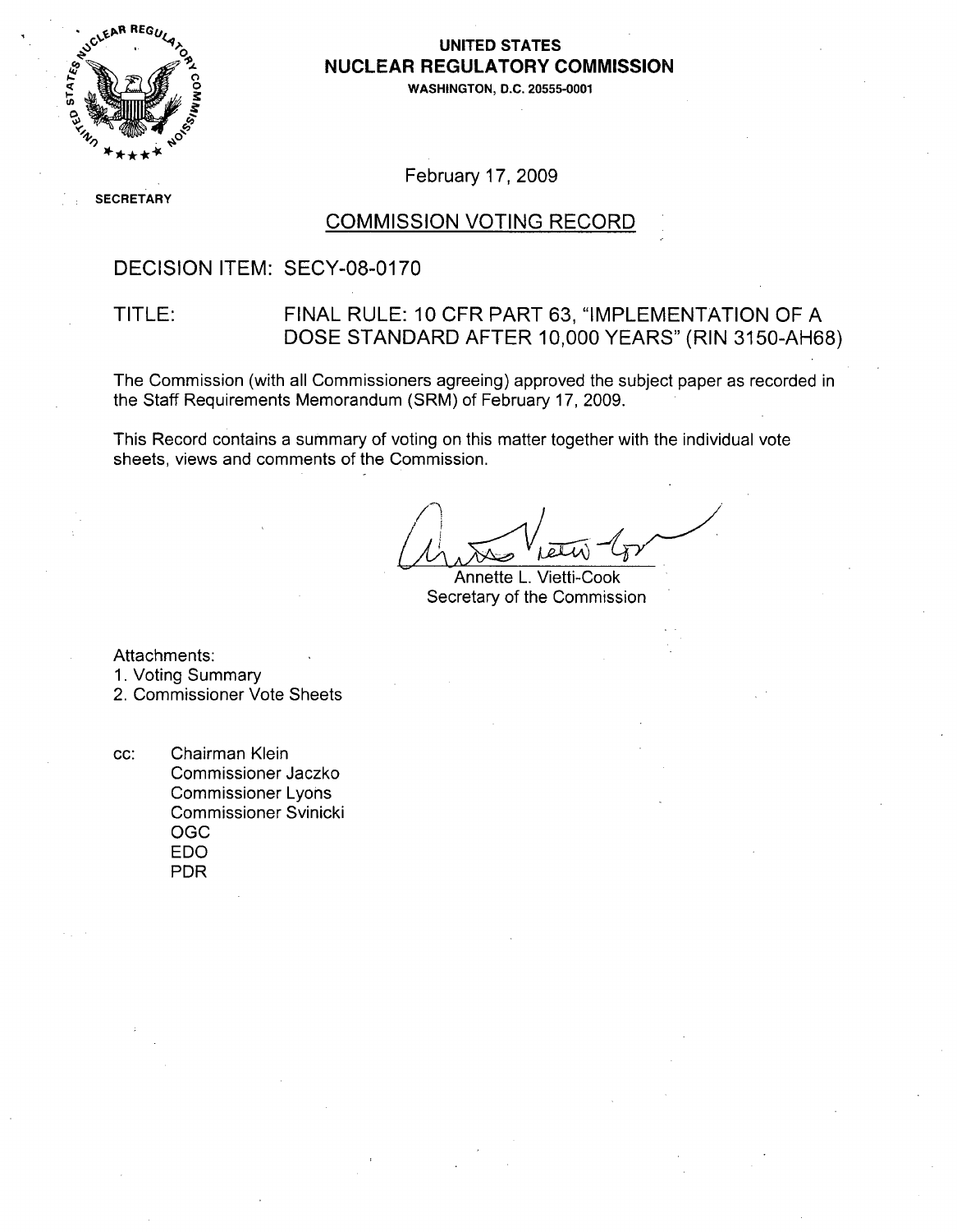**UNITED STATES**
**NUCLEAR REGULATORY COMMISSION**
WASHINGTON, D.C. 20555-0001

SECRETARY

February 17, 2009

## COMMISSION VOTING RECORD

DECISION ITEM: SECY-08-0170

TITLE: FINAL RULE: 10 CFR PART 63, "IMPLEMENTATION OF A DOSE STANDARD AFTER 10,000 YEARS" (RIN 3150-AH68)

The Commission (with all Commissioners agreeing) approved the subject paper as recorded in the Staff Requirements Memorandum (SRM) of February 17, 2009.

This Record contains a summary of voting on this matter together with the individual vote sheets, views and comments of the Commission.

Annette L. Vietti-Cook
Secretary of the Commission

Attachments:
1. Voting Summary
2. Commissioner Vote Sheets

cc: Chairman Klein
Commissioner Jaczko
Commissioner Lyons
Commissioner Svinicki
OGC
EDO
PDR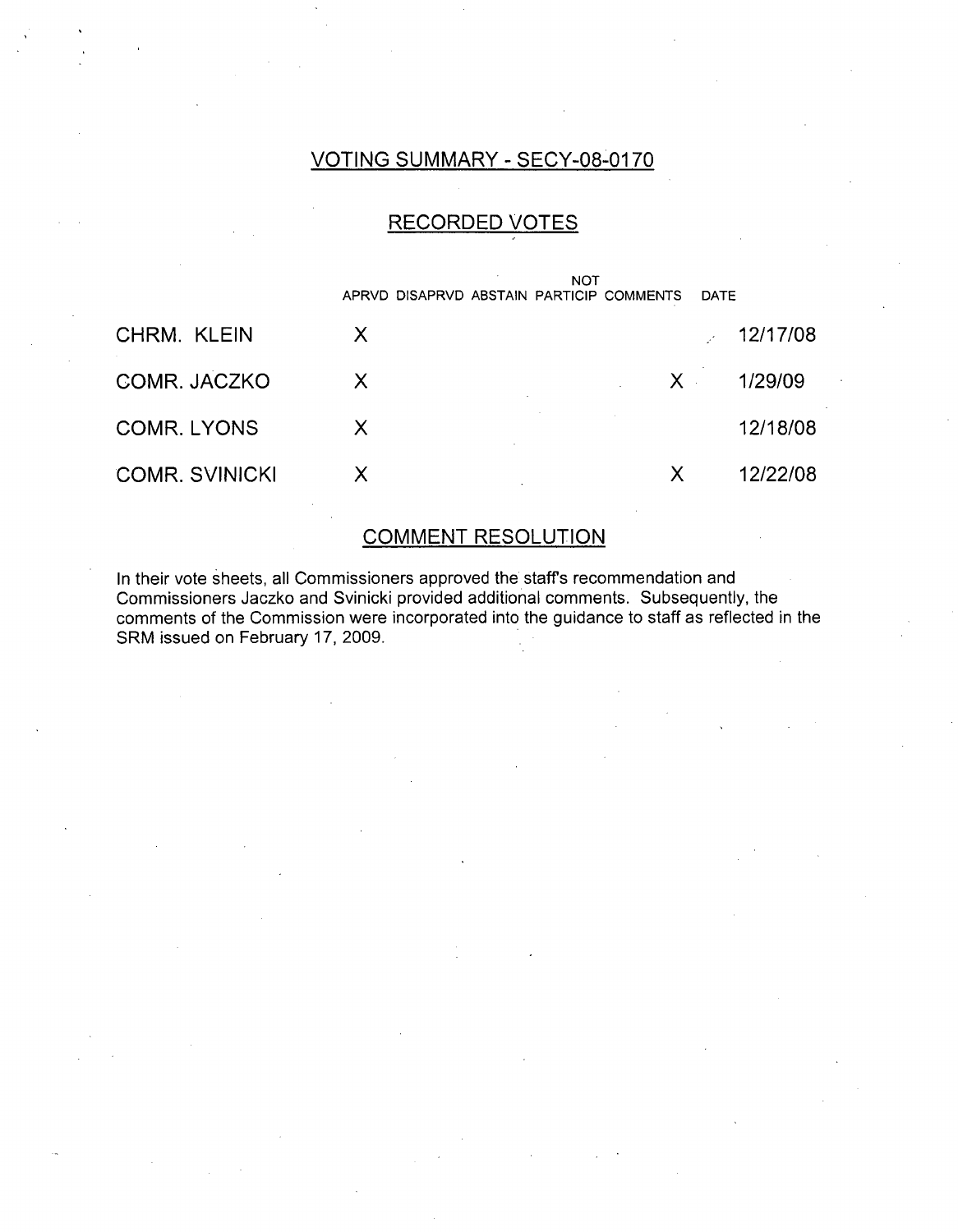## VOTING SUMMARY - SECY-08-0170

### RECORDED VOTES

| | APRVD | DISAPRVD | ABSTAIN | NOT PARTICIP | COMMENTS | DATE |
|---|---|---|---|---|---|---|
| CHRM. KLEIN | X | | | | | 12/17/08 |
| COMR. JACZKO | X | | | | X | 1/29/09 |
| COMR. LYONS | X | | | | | 12/18/08 |
| COMR. SVINICKI | X | | | | X | 12/22/08 |

### COMMENT RESOLUTION

In their vote sheets, all Commissioners approved the staff's recommendation and Commissioners Jaczko and Svinicki provided additional comments. Subsequently, the comments of the Commission were incorporated into the guidance to staff as reflected in the SRM issued on February 17, 2009.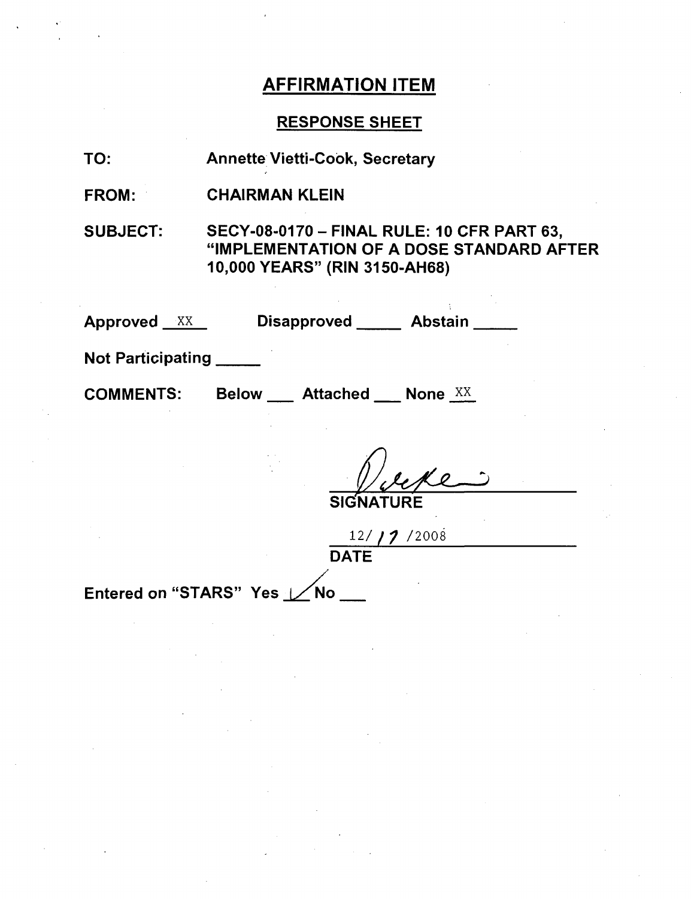## AFFIRMATION ITEM

### RESPONSE SHEET

**TO:** Annette Vietti-Cook, Secretary

**FROM:** CHAIRMAN KLEIN

**SUBJECT:** SECY-08-0170 – FINAL RULE: 10 CFR PART 63, "IMPLEMENTATION OF A DOSE STANDARD AFTER 10,000 YEARS" (RIN 3150-AH68)

**Approved** XX **Disapproved** \_\_\_\_\_ **Abstain** \_\_\_\_\_

**Not Participating** \_\_\_\_\_

**COMMENTS:** Below \_\_\_ Attached \_\_\_ None XX

SIGNATURE

12/17/2008

DATE

Entered on "STARS" Yes ✓ No \_\_\_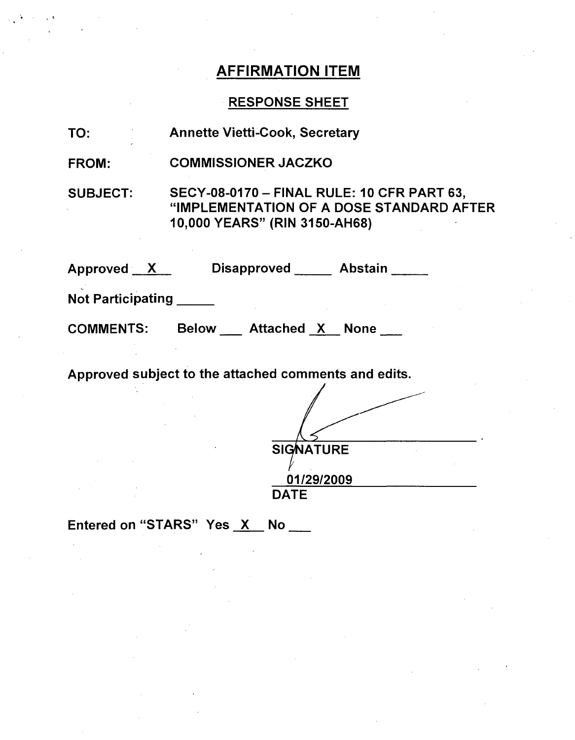# AFFIRMATION ITEM

## RESPONSE SHEET

TO: Annette Vietti-Cook, Secretary

FROM: COMMISSIONER JACZKO

SUBJECT: SECY-08-0170 – FINAL RULE: 10 CFR PART 63, "IMPLEMENTATION OF A DOSE STANDARD AFTER 10,000 YEARS" (RIN 3150-AH68)

Approved __X__ Disapproved _____ Abstain _____

Not Participating _____

COMMENTS: Below ___ Attached __X__ None ___

Approved subject to the attached comments and edits.

SIGNATURE

01/29/2009

DATE

Entered on "STARS" Yes __X__ No ___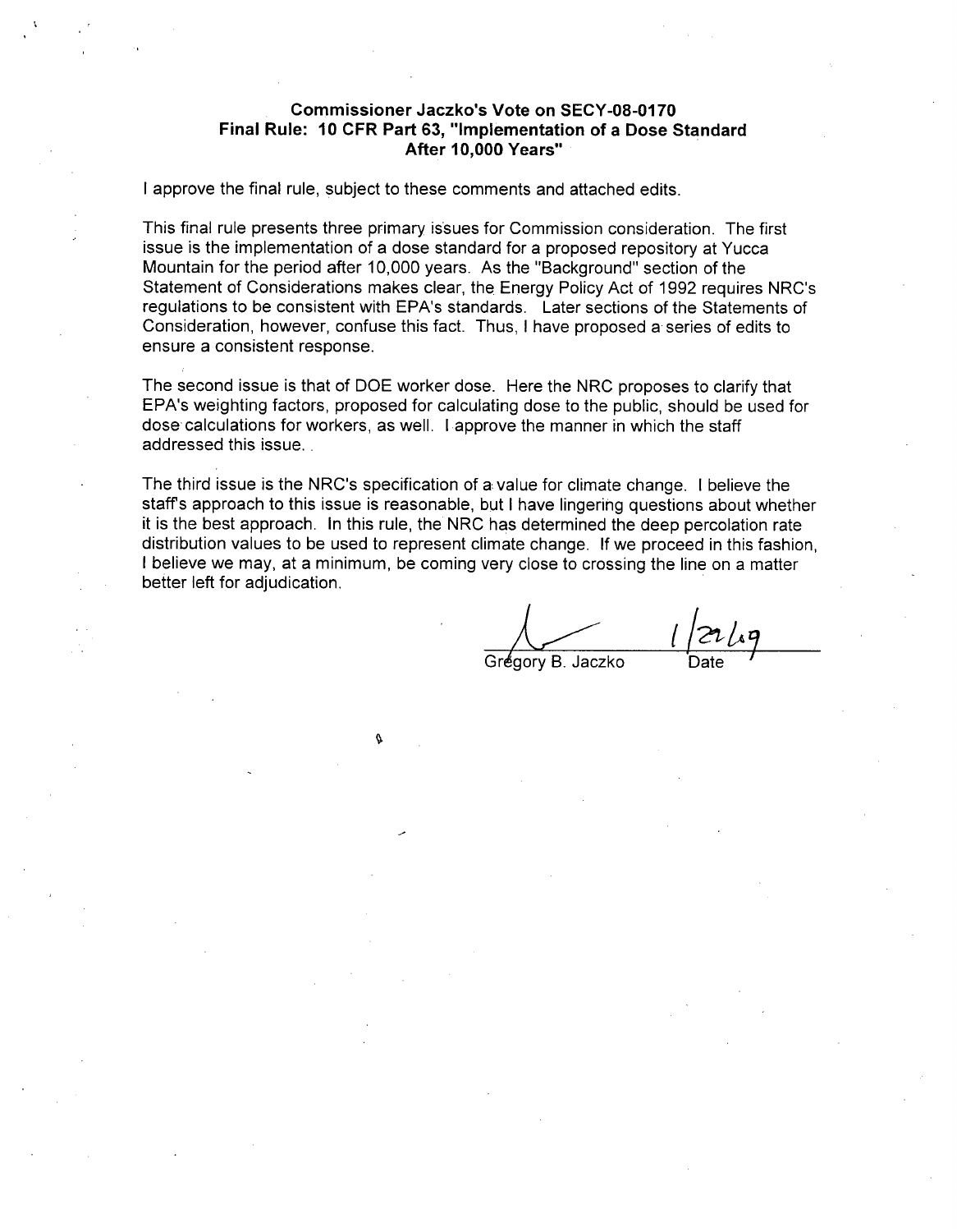**Commissioner Jaczko's Vote on SECY-08-0170**
**Final Rule: 10 CFR Part 63, "Implementation of a Dose Standard After 10,000 Years"**

I approve the final rule, subject to these comments and attached edits.

This final rule presents three primary issues for Commission consideration. The first issue is the implementation of a dose standard for a proposed repository at Yucca Mountain for the period after 10,000 years. As the "Background" section of the Statement of Considerations makes clear, the Energy Policy Act of 1992 requires NRC's regulations to be consistent with EPA's standards. Later sections of the Statements of Consideration, however, confuse this fact. Thus, I have proposed a series of edits to ensure a consistent response.

The second issue is that of DOE worker dose. Here the NRC proposes to clarify that EPA's weighting factors, proposed for calculating dose to the public, should be used for dose calculations for workers, as well. I approve the manner in which the staff addressed this issue.

The third issue is the NRC's specification of a value for climate change. I believe the staff's approach to this issue is reasonable, but I have lingering questions about whether it is the best approach. In this rule, the NRC has determined the deep percolation rate distribution values to be used to represent climate change. If we proceed in this fashion, I believe we may, at a minimum, be coming very close to crossing the line on a matter better left for adjudication.

Gregory B. Jaczko — Date: 1/21/09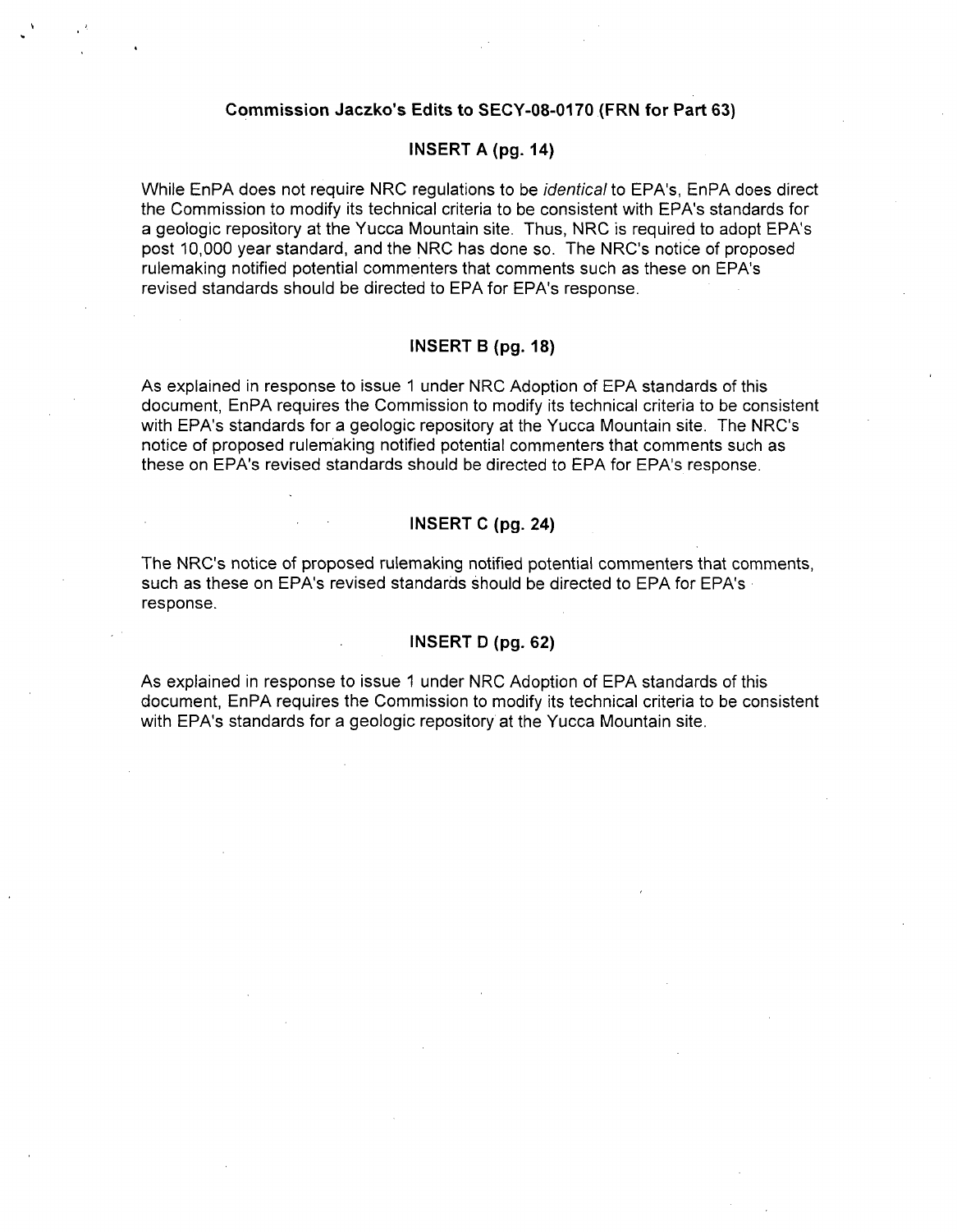## Commission Jaczko's Edits to SECY-08-0170 (FRN for Part 63)

### INSERT A (pg. 14)

While EnPA does not require NRC regulations to be *identical* to EPA's, EnPA does direct the Commission to modify its technical criteria to be consistent with EPA's standards for a geologic repository at the Yucca Mountain site. Thus, NRC is required to adopt EPA's post 10,000 year standard, and the NRC has done so. The NRC's notice of proposed rulemaking notified potential commenters that comments such as these on EPA's revised standards should be directed to EPA for EPA's response.

### INSERT B (pg. 18)

As explained in response to issue 1 under NRC Adoption of EPA standards of this document, EnPA requires the Commission to modify its technical criteria to be consistent with EPA's standards for a geologic repository at the Yucca Mountain site. The NRC's notice of proposed rulemaking notified potential commenters that comments such as these on EPA's revised standards should be directed to EPA for EPA's response.

### INSERT C (pg. 24)

The NRC's notice of proposed rulemaking notified potential commenters that comments, such as these on EPA's revised standards should be directed to EPA for EPA's response.

### INSERT D (pg. 62)

As explained in response to issue 1 under NRC Adoption of EPA standards of this document, EnPA requires the Commission to modify its technical criteria to be consistent with EPA's standards for a geologic repository at the Yucca Mountain site.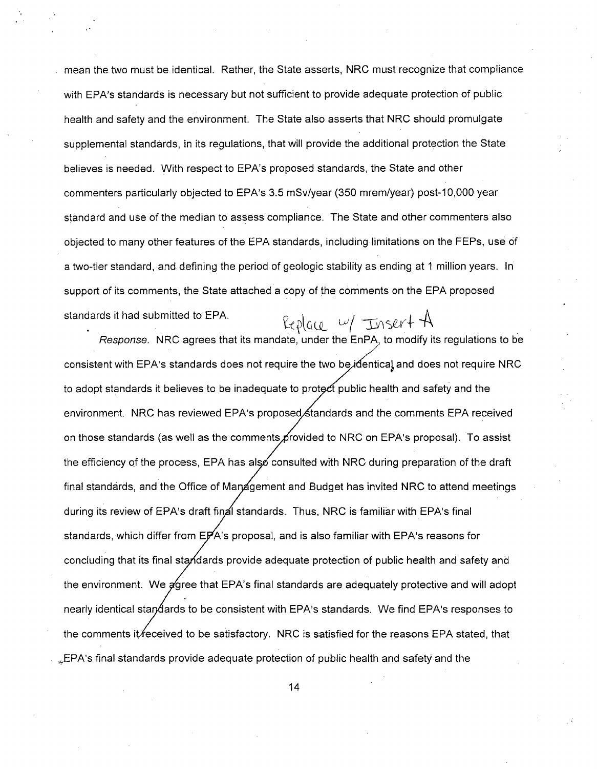mean the two must be identical. Rather, the State asserts, NRC must recognize that compliance with EPA's standards is necessary but not sufficient to provide adequate protection of public health and safety and the environment. The State also asserts that NRC should promulgate supplemental standards, in its regulations, that will provide the additional protection the State believes is needed. With respect to EPA's proposed standards, the State and other commenters particularly objected to EPA's 3.5 mSv/year (350 mrem/year) post-10,000 year standard and use of the median to assess compliance. The State and other commenters also objected to many other features of the EPA standards, including limitations on the FEPs, use of a two-tier standard, and defining the period of geologic stability as ending at 1 million years. In support of its comments, the State attached a copy of the comments on the EPA proposed standards it had submitted to EPA.

Replace w/ Insert A

*Response.* NRC agrees that its mandate, under the EnPA, to modify its regulations to be consistent with EPA's standards does not require the two be identical and does not require NRC to adopt standards it believes to be inadequate to protect public health and safety and the environment. NRC has reviewed EPA's proposed standards and the comments EPA received on those standards (as well as the comments provided to NRC on EPA's proposal). To assist the efficiency of the process, EPA has also consulted with NRC during preparation of the draft final standards, and the Office of Management and Budget has invited NRC to attend meetings during its review of EPA's draft final standards. Thus, NRC is familiar with EPA's final standards, which differ from EPA's proposal, and is also familiar with EPA's reasons for concluding that its final standards provide adequate protection of public health and safety and the environment. We agree that EPA's final standards are adequately protective and will adopt nearly identical standards to be consistent with EPA's standards. We find EPA's responses to the comments it received to be satisfactory. NRC is satisfied for the reasons EPA stated, that EPA's final standards provide adequate protection of public health and safety and the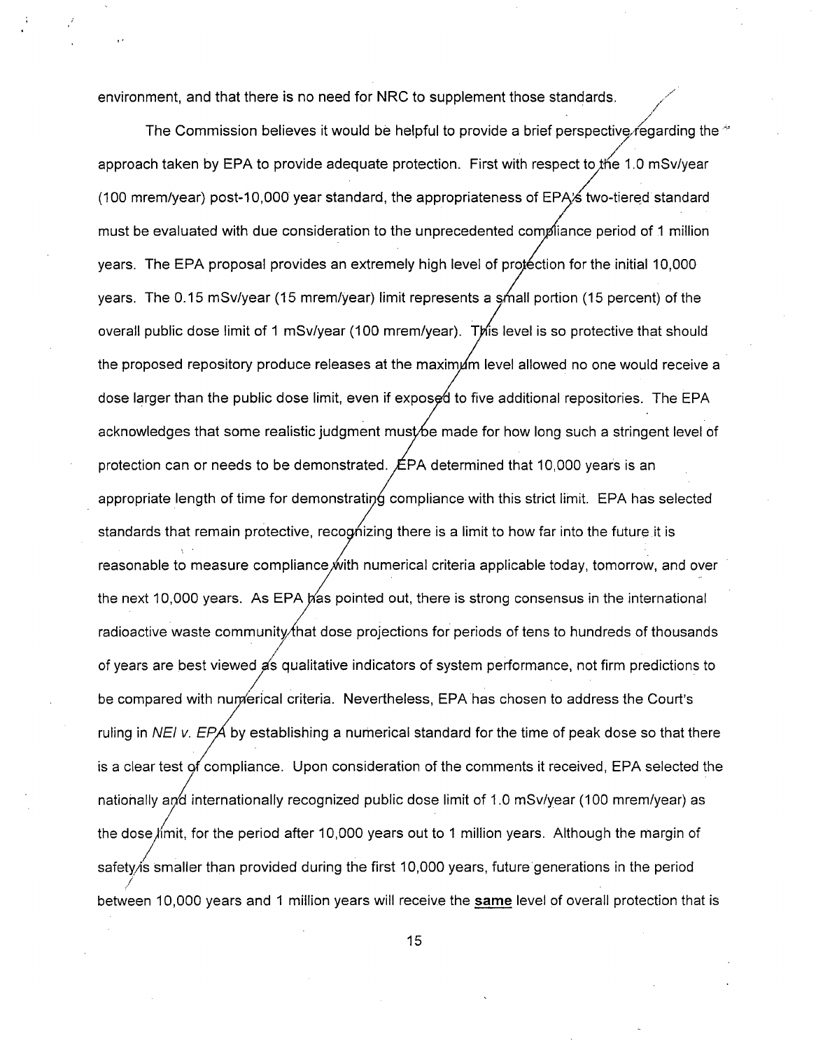environment, and that there is no need for NRC to supplement those standards.

The Commission believes it would be helpful to provide a brief perspective regarding the approach taken by EPA to provide adequate protection. First with respect to the 1.0 mSv/year (100 mrem/year) post-10,000 year standard, the appropriateness of EPA's two-tiered standard must be evaluated with due consideration to the unprecedented compliance period of 1 million years. The EPA proposal provides an extremely high level of protection for the initial 10,000 years. The 0.15 mSv/year (15 mrem/year) limit represents a small portion (15 percent) of the overall public dose limit of 1 mSv/year (100 mrem/year). This level is so protective that should the proposed repository produce releases at the maximum level allowed no one would receive a dose larger than the public dose limit, even if exposed to five additional repositories. The EPA acknowledges that some realistic judgment must be made for how long such a stringent level of protection can or needs to be demonstrated. EPA determined that 10,000 years is an appropriate length of time for demonstrating compliance with this strict limit. EPA has selected standards that remain protective, recognizing there is a limit to how far into the future it is reasonable to measure compliance with numerical criteria applicable today, tomorrow, and over the next 10,000 years. As EPA has pointed out, there is strong consensus in the international radioactive waste community that dose projections for periods of tens to hundreds of thousands of years are best viewed as qualitative indicators of system performance, not firm predictions to be compared with numerical criteria. Nevertheless, EPA has chosen to address the Court's ruling in *NEI v. EPA* by establishing a numerical standard for the time of peak dose so that there is a clear test of compliance. Upon consideration of the comments it received, EPA selected the nationally and internationally recognized public dose limit of 1.0 mSv/year (100 mrem/year) as the dose limit, for the period after 10,000 years out to 1 million years. Although the margin of safety is smaller than provided during the first 10,000 years, future generations in the period between 10,000 years and 1 million years will receive the **same** level of overall protection that is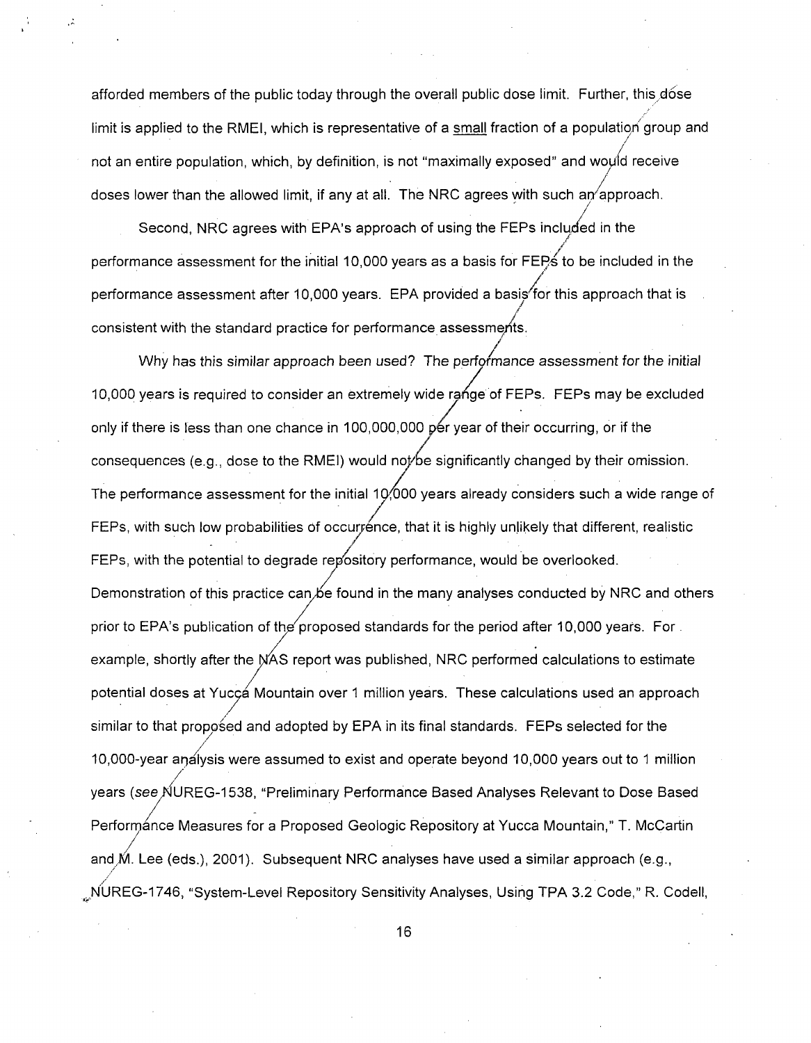afforded members of the public today through the overall public dose limit. Further, this dose limit is applied to the RMEI, which is representative of a small fraction of a population group and not an entire population, which, by definition, is not "maximally exposed" and would receive doses lower than the allowed limit, if any at all. The NRC agrees with such an approach.

Second, NRC agrees with EPA's approach of using the FEPs included in the performance assessment for the initial 10,000 years as a basis for FEPs to be included in the performance assessment after 10,000 years. EPA provided a basis for this approach that is consistent with the standard practice for performance assessments.

*Why has this similar approach been used? The performance assessment for the initial 10,000 years is required to consider an extremely wide range of FEPs.* FEPs may be excluded only if there is less than one chance in 100,000,000 per year of their occurring, or if the consequences (e.g., dose to the RMEI) would not be significantly changed by their omission. The performance assessment for the initial 10,000 years already considers such a wide range of FEPs, with such low probabilities of occurrence, that it is highly unlikely that different, realistic FEPs, with the potential to degrade repository performance, would be overlooked. Demonstration of this practice can be found in the many analyses conducted by NRC and others prior to EPA's publication of the proposed standards for the period after 10,000 years. For example, shortly after the NAS report was published, NRC performed calculations to estimate potential doses at Yucca Mountain over 1 million years. These calculations used an approach similar to that proposed and adopted by EPA in its final standards. FEPs selected for the 10,000-year analysis were assumed to exist and operate beyond 10,000 years out to 1 million years (*see* NUREG-1538, "Preliminary Performance Based Analyses Relevant to Dose Based Performance Measures for a Proposed Geologic Repository at Yucca Mountain," T. McCartin and M. Lee (eds.), 2001). Subsequent NRC analyses have used a similar approach (e.g., NUREG-1746, "System-Level Repository Sensitivity Analyses, Using TPA 3.2 Code," R. Codell,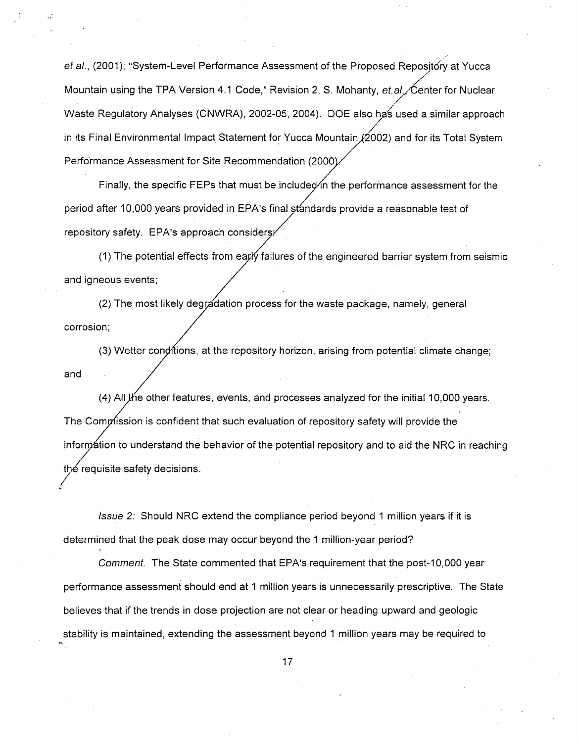*et al.*, (2001); "System-Level Performance Assessment of the Proposed Repository at Yucca Mountain using the TPA Version 4.1 Code," Revision 2, S. Mohanty, *et.al.*, Center for Nuclear Waste Regulatory Analyses (CNWRA), 2002-05, 2004). DOE also has used a similar approach in its Final Environmental Impact Statement for Yucca Mountain (2002) and for its Total System Performance Assessment for Site Recommendation (2000).

Finally, the specific FEPs that must be included in the performance assessment for the period after 10,000 years provided in EPA's final standards provide a reasonable test of repository safety. EPA's approach considers:

(1) The potential effects from early failures of the engineered barrier system from seismic and igneous events;

(2) The most likely degradation process for the waste package, namely, general corrosion;

(3) Wetter conditions, at the repository horizon, arising from potential climate change; and

(4) All the other features, events, and processes analyzed for the initial 10,000 years.

The Commission is confident that such evaluation of repository safety will provide the information to understand the behavior of the potential repository and to aid the NRC in reaching the requisite safety decisions.

*Issue 2:* Should NRC extend the compliance period beyond 1 million years if it is determined that the peak dose may occur beyond the 1 million-year period?

*Comment.* The State commented that EPA's requirement that the post-10,000 year performance assessment should end at 1 million years is unnecessarily prescriptive. The State believes that if the trends in dose projection are not clear or heading upward and geologic stability is maintained, extending the assessment beyond 1 million years may be required to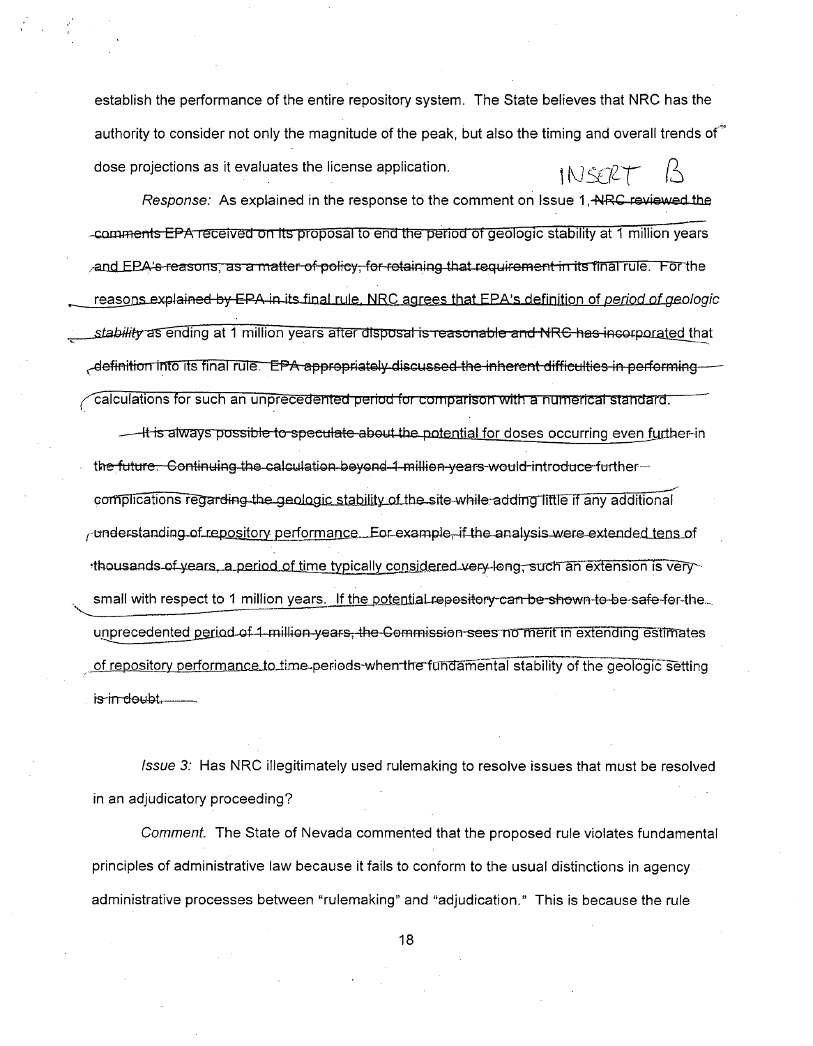establish the performance of the entire repository system. The State believes that NRC has the authority to consider not only the magnitude of the peak, but also the timing and overall trends of dose projections as it evaluates the license application.

INSERT B

*Response:* As explained in the response to the comment on Issue 1, NRC reviewed the comments EPA received on its proposal to end the period of geologic stability at 1 million years and EPA's reasons, as a matter of policy, for retaining that requirement in its final rule. For the reasons explained by EPA in its final rule, NRC agrees that EPA's definition of *period of geologic stability* as ending at 1 million years after disposal is reasonable and NRC has incorporated that definition into its final rule. EPA appropriately discussed the inherent difficulties in performing calculations for such an unprecedented period for comparison with a numerical standard.

It is always possible to speculate about the potential for doses occurring even further in the future. Continuing the calculation beyond 1 million years would introduce further complications regarding the geologic stability of the site while adding little if any additional understanding of repository performance. For example, if the analysis were extended tens of thousands of years, a period of time typically considered very long, such an extension is very small with respect to 1 million years. If the potential repository can be shown to be safe for the unprecedented period of 1 million years, the Commission sees no merit in extending estimates of repository performance to time periods when the fundamental stability of the geologic setting is in doubt.

*Issue 3:* Has NRC illegitimately used rulemaking to resolve issues that must be resolved in an adjudicatory proceeding?

*Comment.* The State of Nevada commented that the proposed rule violates fundamental principles of administrative law because it fails to conform to the usual distinctions in agency administrative processes between "rulemaking" and "adjudication." This is because the rule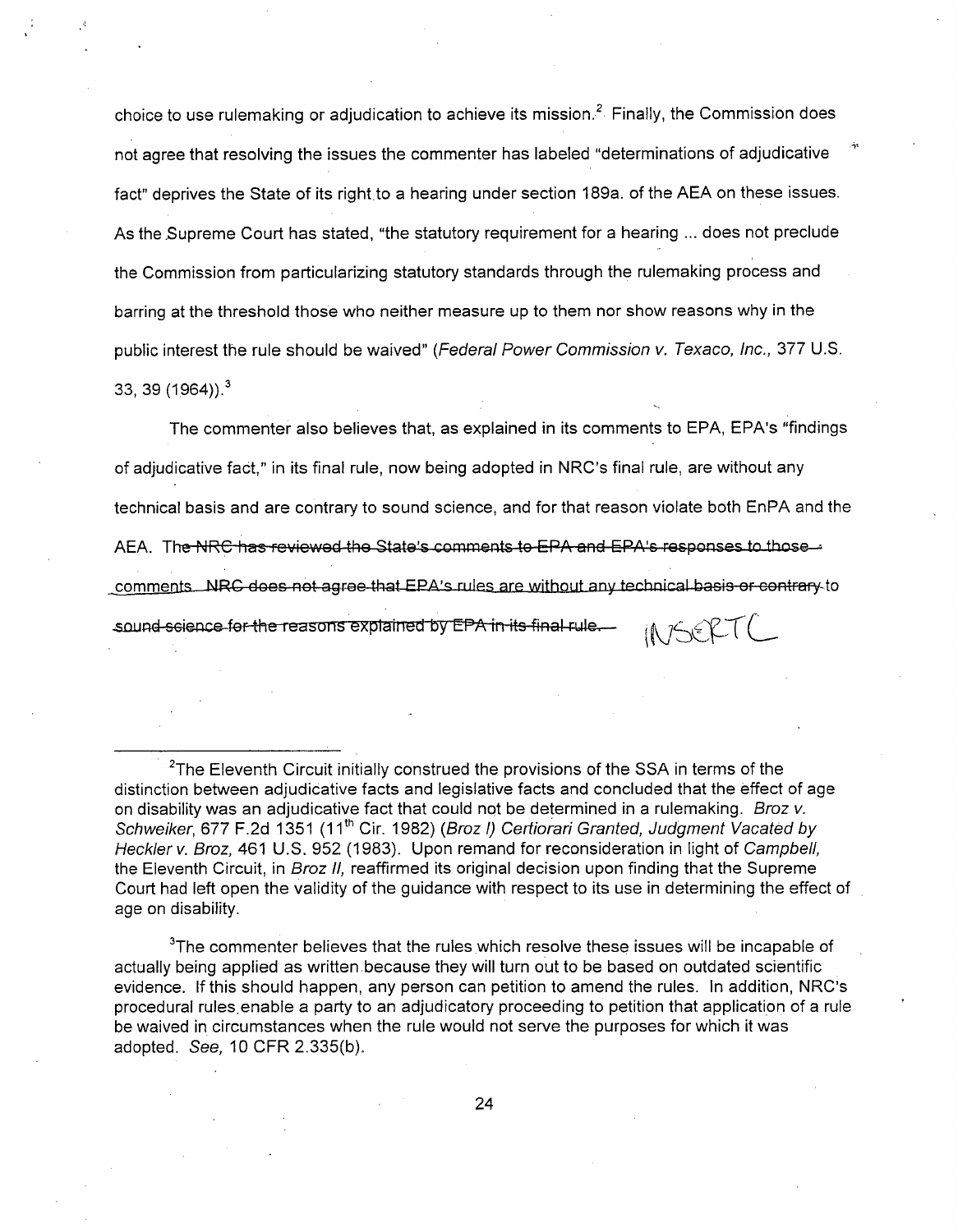choice to use rulemaking or adjudication to achieve its mission.[2] Finally, the Commission does not agree that resolving the issues the commenter has labeled "determinations of adjudicative fact" deprives the State of its right to a hearing under section 189a. of the AEA on these issues. As the Supreme Court has stated, "the statutory requirement for a hearing ... does not preclude the Commission from particularizing statutory standards through the rulemaking process and barring at the threshold those who neither measure up to them nor show reasons why in the public interest the rule should be waived" (*Federal Power Commission v. Texaco, Inc.,* 377 U.S. 33, 39 (1964)).[3]

The commenter also believes that, as explained in its comments to EPA, EPA's "findings of adjudicative fact," in its final rule, now being adopted in NRC's final rule, are without any technical basis and are contrary to sound science, and for that reason violate both EnPA and the AEA. Th~~e NRC has reviewed the State's comments to EPA and EPA's responses to those comments. NRC does not agree that EPA's rules are without any technical basis or contrary~~ to ~~sound science for the reasons explained by EPA in its final rule.~~ INSERT C

---

[2]The Eleventh Circuit initially construed the provisions of the SSA in terms of the distinction between adjudicative facts and legislative facts and concluded that the effect of age on disability was an adjudicative fact that could not be determined in a rulemaking. *Broz v. Schweiker,* 677 F.2d 1351 (11th Cir. 1982) *(Broz I) Certiorari Granted, Judgment Vacated by Heckler v. Broz,* 461 U.S. 952 (1983). Upon remand for reconsideration in light of *Campbell,* the Eleventh Circuit, in *Broz II,* reaffirmed its original decision upon finding that the Supreme Court had left open the validity of the guidance with respect to its use in determining the effect of age on disability.

[3]The commenter believes that the rules which resolve these issues will be incapable of actually being applied as written because they will turn out to be based on outdated scientific evidence. If this should happen, any person can petition to amend the rules. In addition, NRC's procedural rules enable a party to an adjudicatory proceeding to petition that application of a rule be waived in circumstances when the rule would not serve the purposes for which it was adopted. *See,* 10 CFR 2.335(b).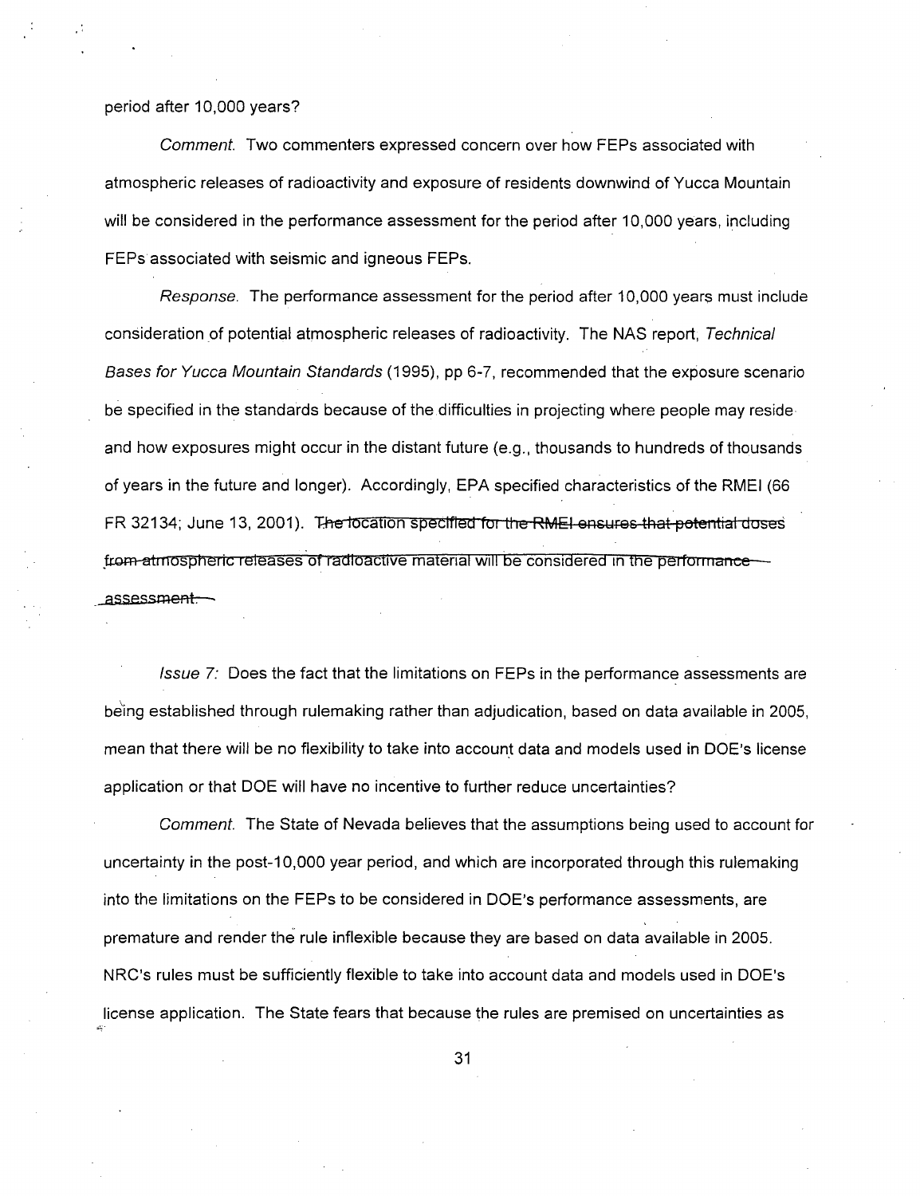period after 10,000 years?

*Comment.* Two commenters expressed concern over how FEPs associated with atmospheric releases of radioactivity and exposure of residents downwind of Yucca Mountain will be considered in the performance assessment for the period after 10,000 years, including FEPs associated with seismic and igneous FEPs.

*Response.* The performance assessment for the period after 10,000 years must include consideration of potential atmospheric releases of radioactivity. The NAS report, *Technical Bases for Yucca Mountain Standards* (1995), pp 6-7, recommended that the exposure scenario be specified in the standards because of the difficulties in projecting where people may reside and how exposures might occur in the distant future (e.g., thousands to hundreds of thousands of years in the future and longer). Accordingly, EPA specified characteristics of the RMEI (66 FR 32134; June 13, 2001). ~~The location specified for the RMEI ensures that potential doses from atmospheric releases of radioactive material will be considered in the performance assessment.~~

*Issue 7:* Does the fact that the limitations on FEPs in the performance assessments are being established through rulemaking rather than adjudication, based on data available in 2005, mean that there will be no flexibility to take into account data and models used in DOE's license application or that DOE will have no incentive to further reduce uncertainties?

*Comment.* The State of Nevada believes that the assumptions being used to account for uncertainty in the post-10,000 year period, and which are incorporated through this rulemaking into the limitations on the FEPs to be considered in DOE's performance assessments, are premature and render the rule inflexible because they are based on data available in 2005. NRC's rules must be sufficiently flexible to take into account data and models used in DOE's license application. The State fears that because the rules are premised on uncertainties as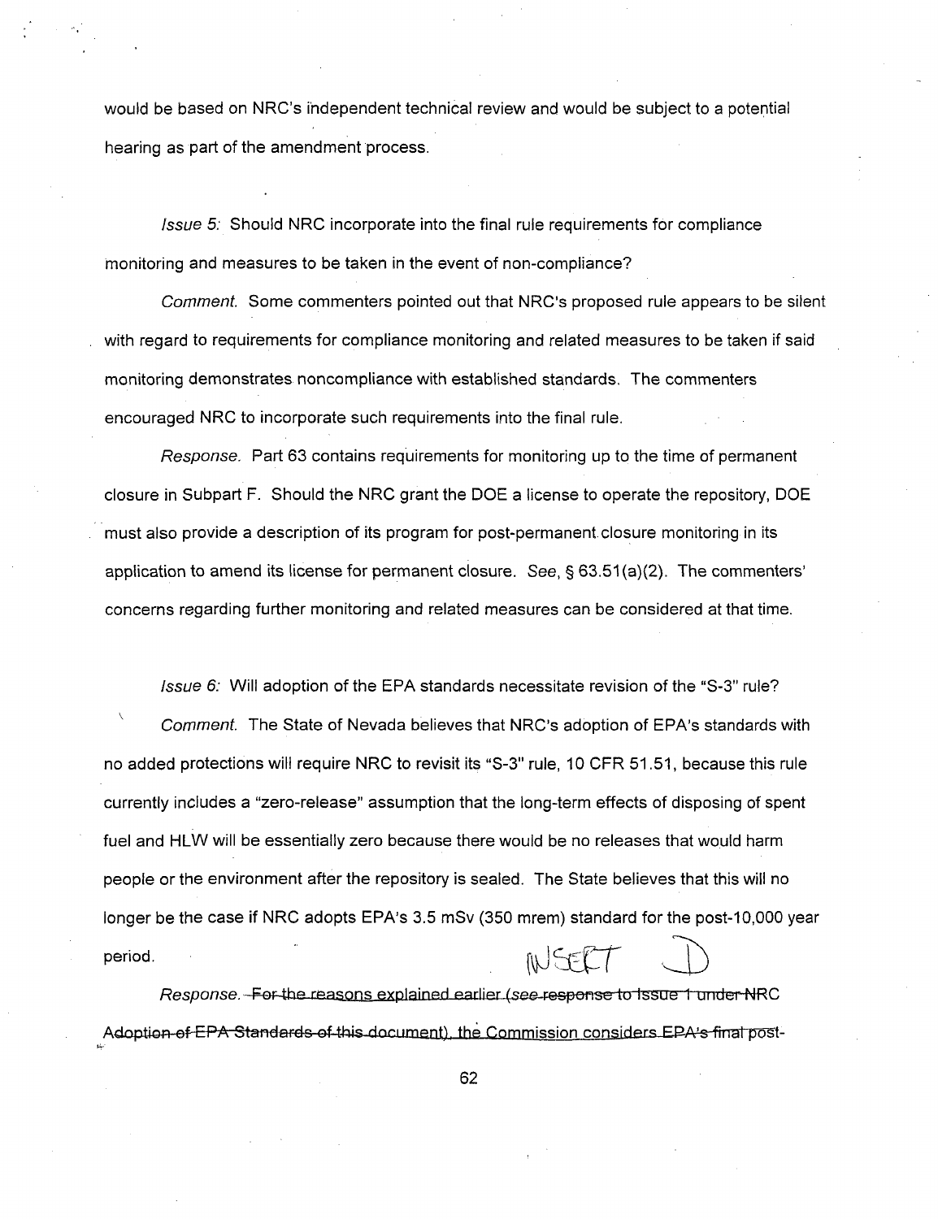would be based on NRC's independent technical review and would be subject to a potential hearing as part of the amendment process.

*Issue 5:* Should NRC incorporate into the final rule requirements for compliance monitoring and measures to be taken in the event of non-compliance?

*Comment.* Some commenters pointed out that NRC's proposed rule appears to be silent with regard to requirements for compliance monitoring and related measures to be taken if said monitoring demonstrates noncompliance with established standards. The commenters encouraged NRC to incorporate such requirements into the final rule.

*Response.* Part 63 contains requirements for monitoring up to the time of permanent closure in Subpart F. Should the NRC grant the DOE a license to operate the repository, DOE must also provide a description of its program for post-permanent closure monitoring in its application to amend its license for permanent closure. *See*, § 63.51(a)(2). The commenters' concerns regarding further monitoring and related measures can be considered at that time.

*Issue 6:* Will adoption of the EPA standards necessitate revision of the "S-3" rule?

*Comment.* The State of Nevada believes that NRC's adoption of EPA's standards with no added protections will require NRC to revisit its "S-3" rule, 10 CFR 51.51, because this rule currently includes a "zero-release" assumption that the long-term effects of disposing of spent fuel and HLW will be essentially zero because there would be no releases that would harm people or the environment after the repository is sealed. The State believes that this will no longer be the case if NRC adopts EPA's 3.5 mSv (350 mrem) standard for the post-10,000 year period.

INSERT D

*Response.* ~~For the reasons explained earlier (*see* response to Issue 1 under NRC Adoption of EPA Standards of this document), the Commission considers EPA's final post-~~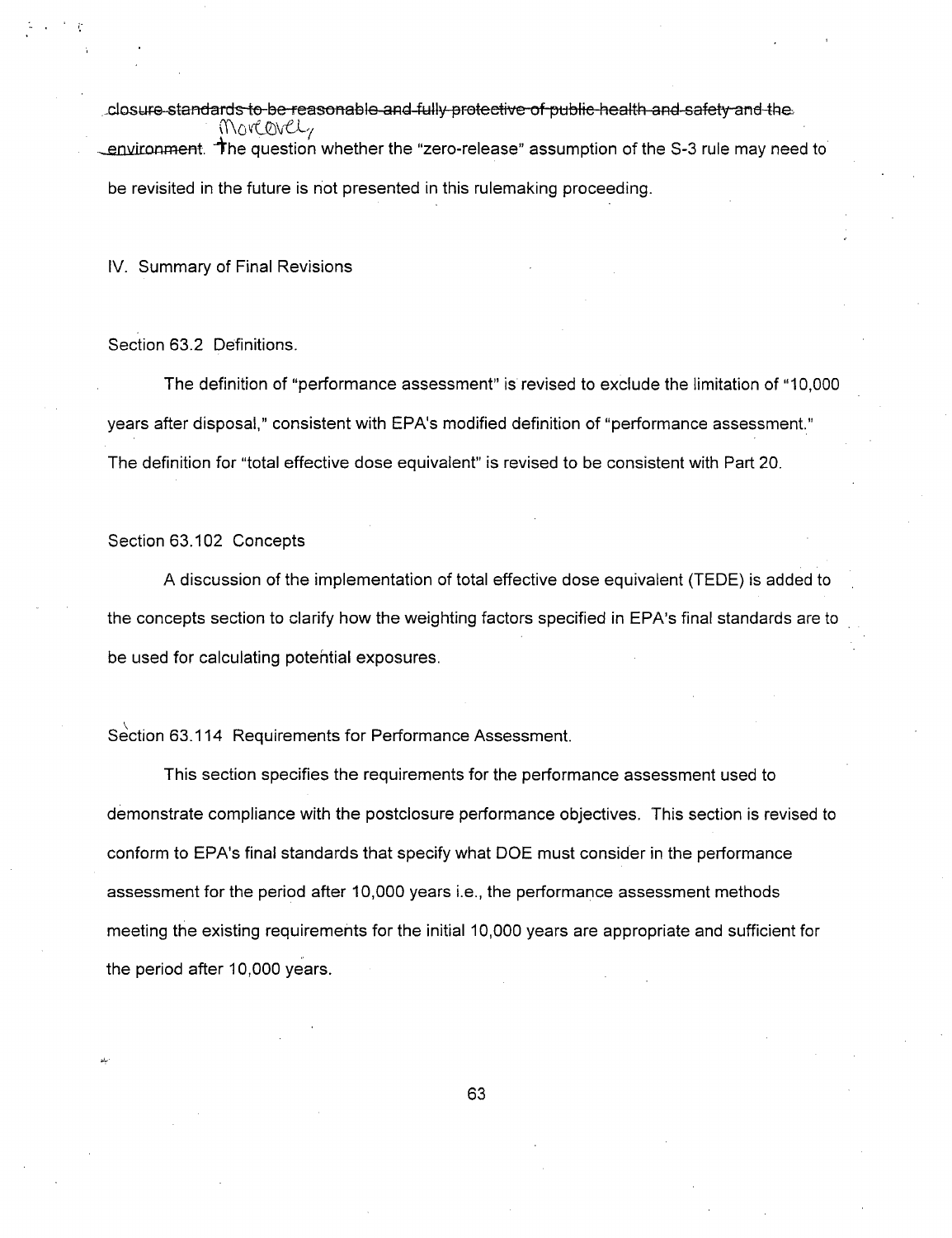~~closure standards to be reasonable and fully protective of public health and safety and the environment.~~ Moreover, the question whether the "zero-release" assumption of the S-3 rule may need to be revisited in the future is not presented in this rulemaking proceeding.

## IV. Summary of Final Revisions

### Section 63.2 Definitions.

The definition of "performance assessment" is revised to exclude the limitation of "10,000 years after disposal," consistent with EPA's modified definition of "performance assessment." The definition for "total effective dose equivalent" is revised to be consistent with Part 20.

### Section 63.102 Concepts

A discussion of the implementation of total effective dose equivalent (TEDE) is added to the concepts section to clarify how the weighting factors specified in EPA's final standards are to be used for calculating potential exposures.

### Section 63.114 Requirements for Performance Assessment.

This section specifies the requirements for the performance assessment used to demonstrate compliance with the postclosure performance objectives. This section is revised to conform to EPA's final standards that specify what DOE must consider in the performance assessment for the period after 10,000 years i.e., the performance assessment methods meeting the existing requirements for the initial 10,000 years are appropriate and sufficient for the period after 10,000 years.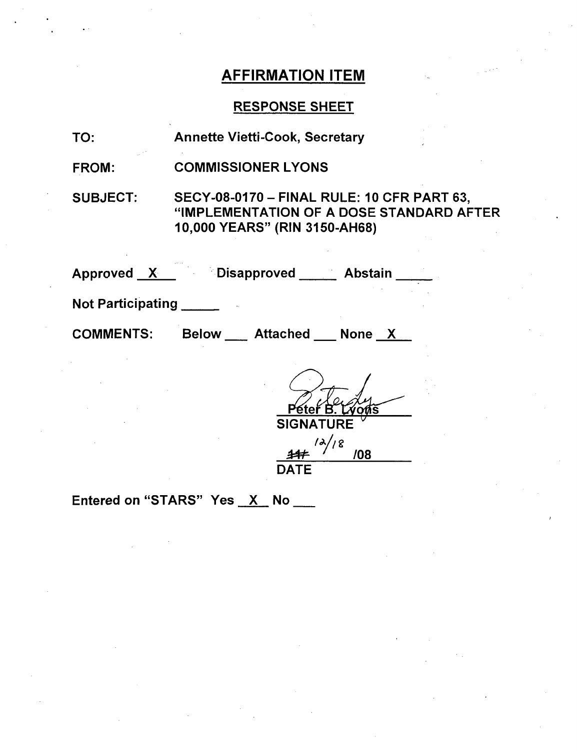# AFFIRMATION ITEM

## RESPONSE SHEET

TO: Annette Vietti-Cook, Secretary

FROM: COMMISSIONER LYONS

SUBJECT: SECY-08-0170 – FINAL RULE: 10 CFR PART 63, "IMPLEMENTATION OF A DOSE STANDARD AFTER 10,000 YEARS" (RIN 3150-AH68)

Approved \_X\_ Disapproved \_\_\_\_ Abstain \_\_\_\_

Not Participating \_\_\_\_

COMMENTS: Below \_\_\_ Attached \_\_\_ None \_X\_

Peter B. Lyons

SIGNATURE

~~11~~ 12/18 /08

DATE

Entered on "STARS" Yes \_X\_ No \_\_\_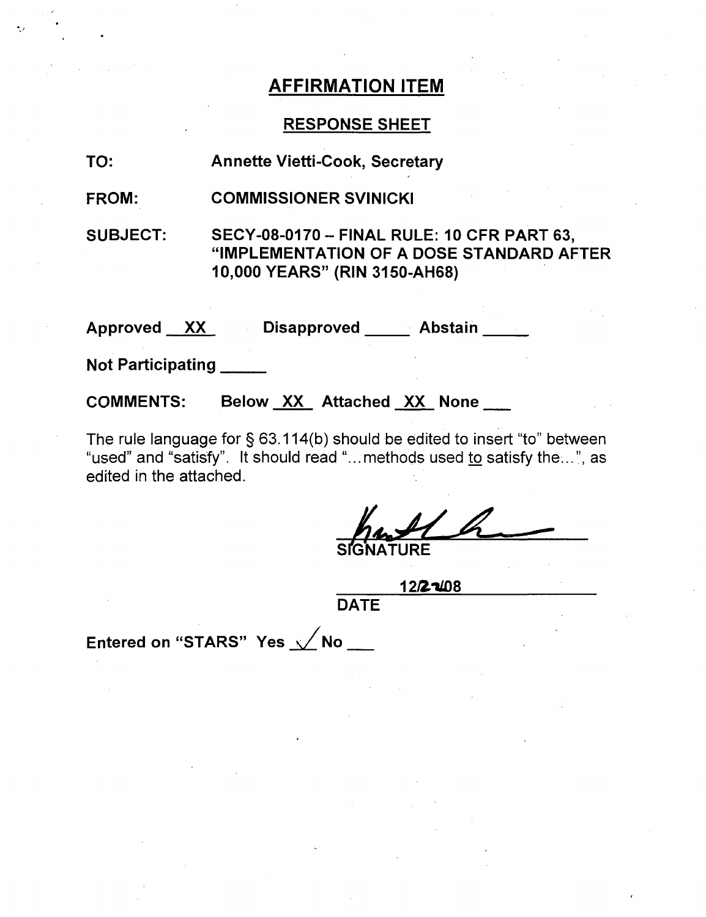## AFFIRMATION ITEM

### RESPONSE SHEET

**TO:** Annette Vietti-Cook, Secretary

**FROM:** COMMISSIONER SVINICKI

**SUBJECT:** SECY-08-0170 – FINAL RULE: 10 CFR PART 63, "IMPLEMENTATION OF A DOSE STANDARD AFTER 10,000 YEARS" (RIN 3150-AH68)

**Approved** XX **Disapproved** _____ **Abstain** _____

**Not Participating** _____

**COMMENTS:** Below XX Attached XX None ___

The rule language for § 63.114(b) should be edited to insert "to" between "used" and "satisfy". It should read "...methods used to satisfy the...", as edited in the attached.

SIGNATURE

12/2/08

DATE

Entered on "STARS" Yes ✓ No ___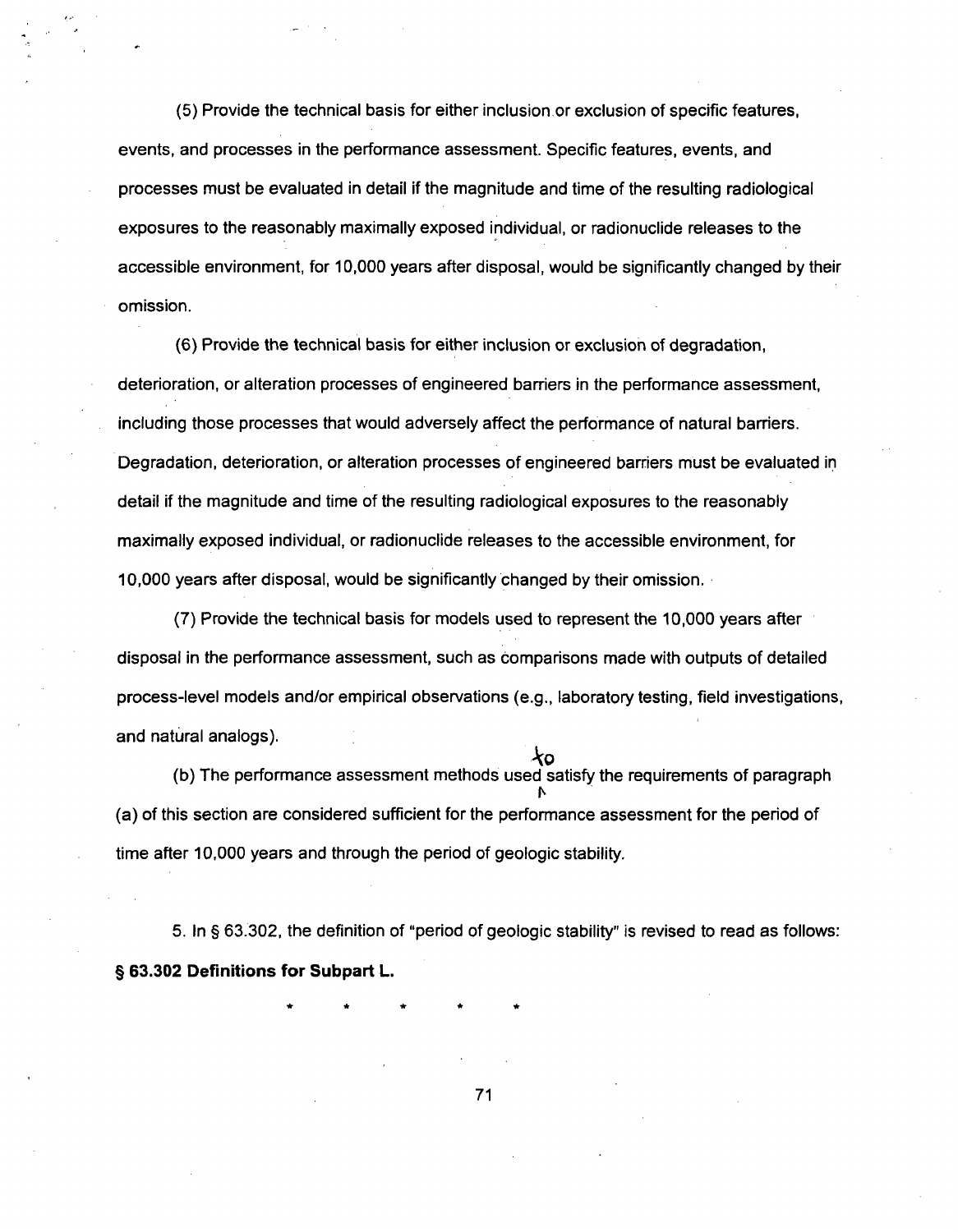(5) Provide the technical basis for either inclusion or exclusion of specific features, events, and processes in the performance assessment. Specific features, events, and processes must be evaluated in detail if the magnitude and time of the resulting radiological exposures to the reasonably maximally exposed individual, or radionuclide releases to the accessible environment, for 10,000 years after disposal, would be significantly changed by their omission.

(6) Provide the technical basis for either inclusion or exclusion of degradation, deterioration, or alteration processes of engineered barriers in the performance assessment, including those processes that would adversely affect the performance of natural barriers. Degradation, deterioration, or alteration processes of engineered barriers must be evaluated in detail if the magnitude and time of the resulting radiological exposures to the reasonably maximally exposed individual, or radionuclide releases to the accessible environment, for 10,000 years after disposal, would be significantly changed by their omission.

(7) Provide the technical basis for models used to represent the 10,000 years after disposal in the performance assessment, such as comparisons made with outputs of detailed process-level models and/or empirical observations (e.g., laboratory testing, field investigations, and natural analogs).

(b) The performance assessment methods used to satisfy the requirements of paragraph (a) of this section are considered sufficient for the performance assessment for the period of time after 10,000 years and through the period of geologic stability.

5. In § 63.302, the definition of "period of geologic stability" is revised to read as follows:

**§ 63.302 Definitions for Subpart L.**

\* \* \* \* \*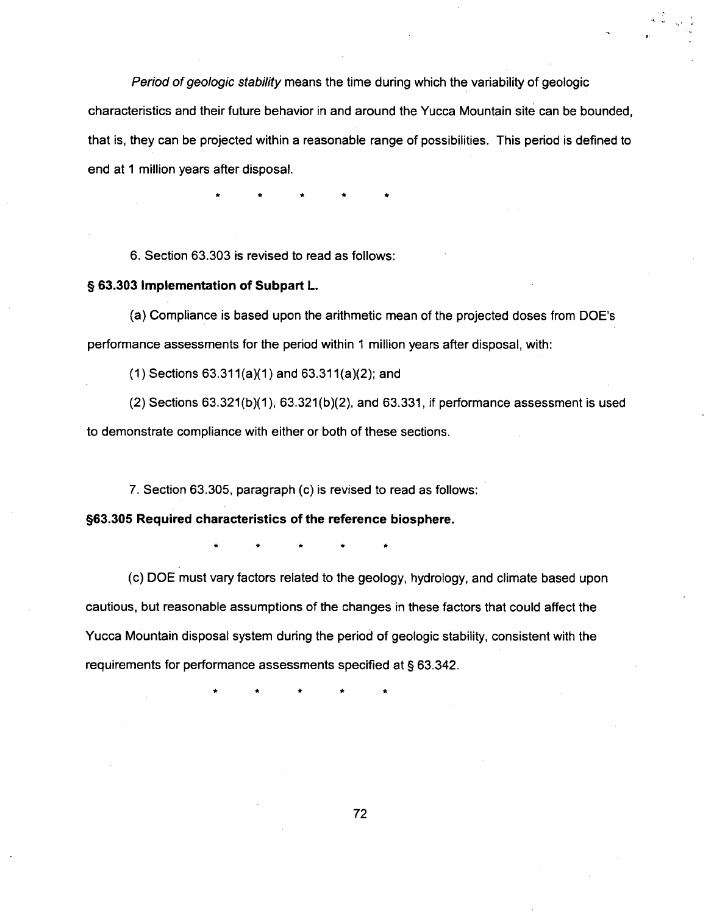*Period of geologic stability* means the time during which the variability of geologic characteristics and their future behavior in and around the Yucca Mountain site can be bounded, that is, they can be projected within a reasonable range of possibilities. This period is defined to end at 1 million years after disposal.

\* \* \* \* \*

6. Section 63.303 is revised to read as follows:

**§ 63.303 Implementation of Subpart L.**

(a) Compliance is based upon the arithmetic mean of the projected doses from DOE's performance assessments for the period within 1 million years after disposal, with:

(1) Sections 63.311(a)(1) and 63.311(a)(2); and

(2) Sections 63.321(b)(1), 63.321(b)(2), and 63.331, if performance assessment is used to demonstrate compliance with either or both of these sections.

7. Section 63.305, paragraph (c) is revised to read as follows:

**§63.305 Required characteristics of the reference biosphere.**

\* \* \* \* \*

(c) DOE must vary factors related to the geology, hydrology, and climate based upon cautious, but reasonable assumptions of the changes in these factors that could affect the Yucca Mountain disposal system during the period of geologic stability, consistent with the requirements for performance assessments specified at § 63.342.

\* \* \* \* \*